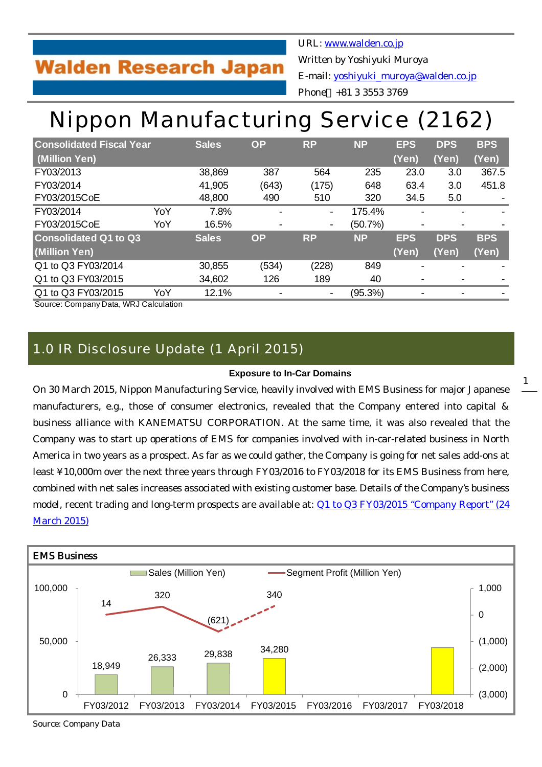**Walden Research Japan**

URL: www.walden.co.jp
Written by Yoshiyuki Muroya
E-mail: yoshiyuki_muroya@walden.co.jp
Phone：+81 3 3553 3769

# Nippon Manufacturing Service (2162)

| Consolidated Fiscal Year (Million Yen) | | Sales | OP | RP | NP | EPS (Yen) | DPS (Yen) | BPS (Yen) |
|---|---|---|---|---|---|---|---|---|
| FY03/2013 | | 38,869 | 387 | 564 | 235 | 23.0 | 3.0 | 367.5 |
| FY03/2014 | | 41,905 | (643) | (175) | 648 | 63.4 | 3.0 | 451.8 |
| FY03/2015CoE | | 48,800 | 490 | 510 | 320 | 34.5 | 5.0 | - |
| FY03/2014 | YoY | 7.8% | - | - | 175.4% | - | - | - |
| FY03/2015CoE | YoY | 16.5% | - | - | (50.7%) | - | - | - |
| **Consolidated Q1 to Q3 (Million Yen)** | | **Sales** | **OP** | **RP** | **NP** | **EPS (Yen)** | **DPS (Yen)** | **BPS (Yen)** |
| Q1 to Q3 FY03/2014 | | 30,855 | (534) | (228) | 849 | - | - | - |
| Q1 to Q3 FY03/2015 | | 34,602 | 126 | 189 | 40 | - | - | - |
| Q1 to Q3 FY03/2015 | YoY | 12.1% | - | - | (95.3%) | - | - | - |

Source: Company Data, WRJ Calculation

## 1.0 IR Disclosure Update (1 April 2015)

**Exposure to In-Car Domains**

On 30 March 2015, Nippon Manufacturing Service, heavily involved with EMS Business for major Japanese manufacturers, e.g., those of consumer electronics, revealed that the Company entered into capital & business alliance with KANEMATSU CORPORATION. At the same time, it was also revealed that the Company was to start up operations of EMS for companies involved with in-car-related business in North America in two years as a prospect. As far as we could gather, the Company is going for net sales add-ons at least ¥10,000m over the next three years through FY03/2016 to FY03/2018 for its EMS Business from here, combined with net sales increases associated with existing customer base. Details of the Company's business model, recent trading and long-term prospects are available at: Q1 to Q3 FY03/2015 "Company Report" (24 March 2015)

**EMS Business**

| | FY03/2012 | FY03/2013 | FY03/2014 | FY03/2015 | FY03/2016 | FY03/2017 | FY03/2018 |
|---|---|---|---|---|---|---|---|
| Sales (Million Yen) | 18,949 | 26,333 | 29,838 | 34,280 | | | |
| Segment Profit (Million Yen) | 14 | 320 | (621) | 340 | | | |

Source: Company Data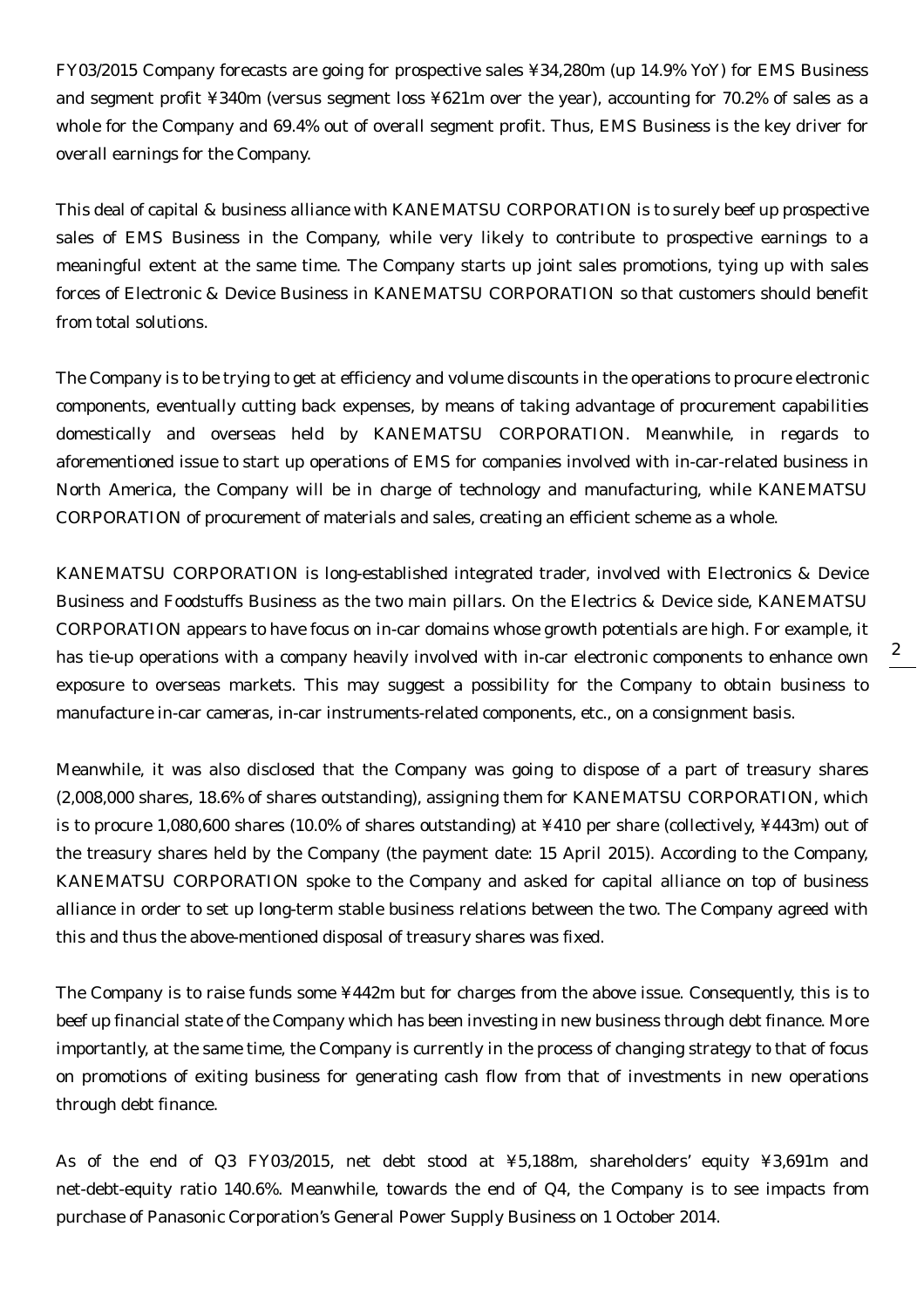FY03/2015 Company forecasts are going for prospective sales ¥34,280m (up 14.9% YoY) for EMS Business and segment profit ¥340m (versus segment loss ¥621m over the year), accounting for 70.2% of sales as a whole for the Company and 69.4% out of overall segment profit. Thus, EMS Business is the key driver for overall earnings for the Company.

This deal of capital & business alliance with KANEMATSU CORPORATION is to surely beef up prospective sales of EMS Business in the Company, while very likely to contribute to prospective earnings to a meaningful extent at the same time. The Company starts up joint sales promotions, tying up with sales forces of Electronic & Device Business in KANEMATSU CORPORATION so that customers should benefit from total solutions.

The Company is to be trying to get at efficiency and volume discounts in the operations to procure electronic components, eventually cutting back expenses, by means of taking advantage of procurement capabilities domestically and overseas held by KANEMATSU CORPORATION. Meanwhile, in regards to aforementioned issue to start up operations of EMS for companies involved with in-car-related business in North America, the Company will be in charge of technology and manufacturing, while KANEMATSU CORPORATION of procurement of materials and sales, creating an efficient scheme as a whole.

KANEMATSU CORPORATION is long-established integrated trader, involved with Electronics & Device Business and Foodstuffs Business as the two main pillars. On the Electrics & Device side, KANEMATSU CORPORATION appears to have focus on in-car domains whose growth potentials are high. For example, it has tie-up operations with a company heavily involved with in-car electronic components to enhance own exposure to overseas markets. This may suggest a possibility for the Company to obtain business to manufacture in-car cameras, in-car instruments-related components, etc., on a consignment basis.

Meanwhile, it was also disclosed that the Company was going to dispose of a part of treasury shares (2,008,000 shares, 18.6% of shares outstanding), assigning them for KANEMATSU CORPORATION, which is to procure 1,080,600 shares (10.0% of shares outstanding) at ¥410 per share (collectively, ¥443m) out of the treasury shares held by the Company (the payment date: 15 April 2015). According to the Company, KANEMATSU CORPORATION spoke to the Company and asked for capital alliance on top of business alliance in order to set up long-term stable business relations between the two. The Company agreed with this and thus the above-mentioned disposal of treasury shares was fixed.

The Company is to raise funds some ¥442m but for charges from the above issue. Consequently, this is to beef up financial state of the Company which has been investing in new business through debt finance. More importantly, at the same time, the Company is currently in the process of changing strategy to that of focus on promotions of exiting business for generating cash flow from that of investments in new operations through debt finance.

As of the end of Q3 FY03/2015, net debt stood at ¥5,188m, shareholders' equity ¥3,691m and net-debt-equity ratio 140.6%. Meanwhile, towards the end of Q4, the Company is to see impacts from purchase of Panasonic Corporation's General Power Supply Business on 1 October 2014.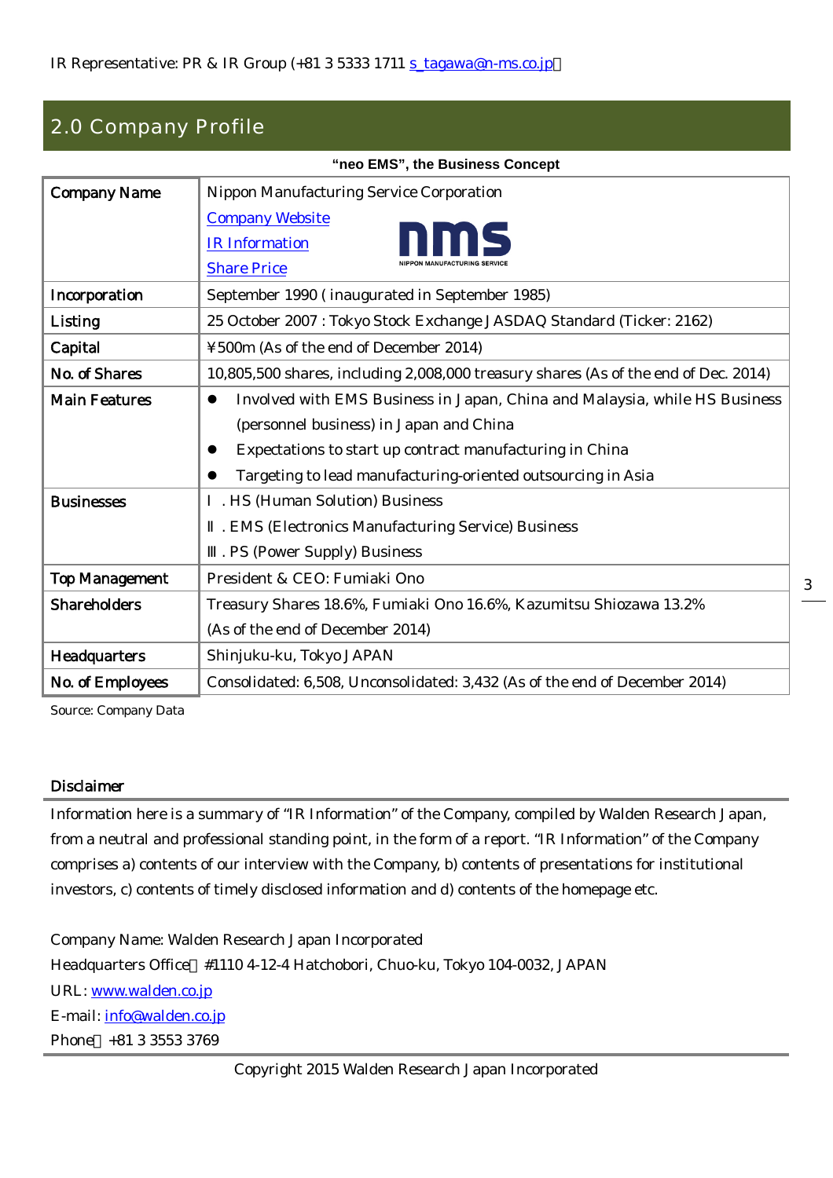IR Representative: PR & IR Group (+81 3 5333 1711 s_tagawa@n-ms.co.jp）

## 2.0 Company Profile

**"neo EMS", the Business Concept**

| | |
|---|---|
| Company Name | Nippon Manufacturing Service Corporation<br>Company Website<br>IR Information<br>Share Price |
| Incorporation | September 1990 ( inaugurated in September 1985) |
| Listing | 25 October 2007 : Tokyo Stock Exchange JASDAQ Standard (Ticker: 2162) |
| Capital | ¥500m (As of the end of December 2014) |
| No. of Shares | 10,805,500 shares, including 2,008,000 treasury shares (As of the end of Dec. 2014) |
| Main Features | ● Involved with EMS Business in Japan, China and Malaysia, while HS Business (personnel business) in Japan and China<br>● Expectations to start up contract manufacturing in China<br>● Targeting to lead manufacturing-oriented outsourcing in Asia |
| Businesses | Ⅰ. HS (Human Solution) Business<br>Ⅱ. EMS (Electronics Manufacturing Service) Business<br>Ⅲ. PS (Power Supply) Business |
| Top Management | President & CEO: Fumiaki Ono |
| Shareholders | Treasury Shares 18.6%, Fumiaki Ono 16.6%, Kazumitsu Shiozawa 13.2%<br>(As of the end of December 2014) |
| Headquarters | Shinjuku-ku, Tokyo JAPAN |
| No. of Employees | Consolidated: 6,508, Unconsolidated: 3,432 (As of the end of December 2014) |

Source: Company Data

### Disclaimer

Information here is a summary of "IR Information" of the Company, compiled by Walden Research Japan, from a neutral and professional standing point, in the form of a report. "IR Information" of the Company comprises a) contents of our interview with the Company, b) contents of presentations for institutional investors, c) contents of timely disclosed information and d) contents of the homepage etc.

Company Name: Walden Research Japan Incorporated
Headquarters Office：#1110 4-12-4 Hatchobori, Chuo-ku, Tokyo 104-0032, JAPAN
URL: www.walden.co.jp
E-mail: info@walden.co.jp
Phone：+81 3 3553 3769

Copyright 2015 Walden Research Japan Incorporated